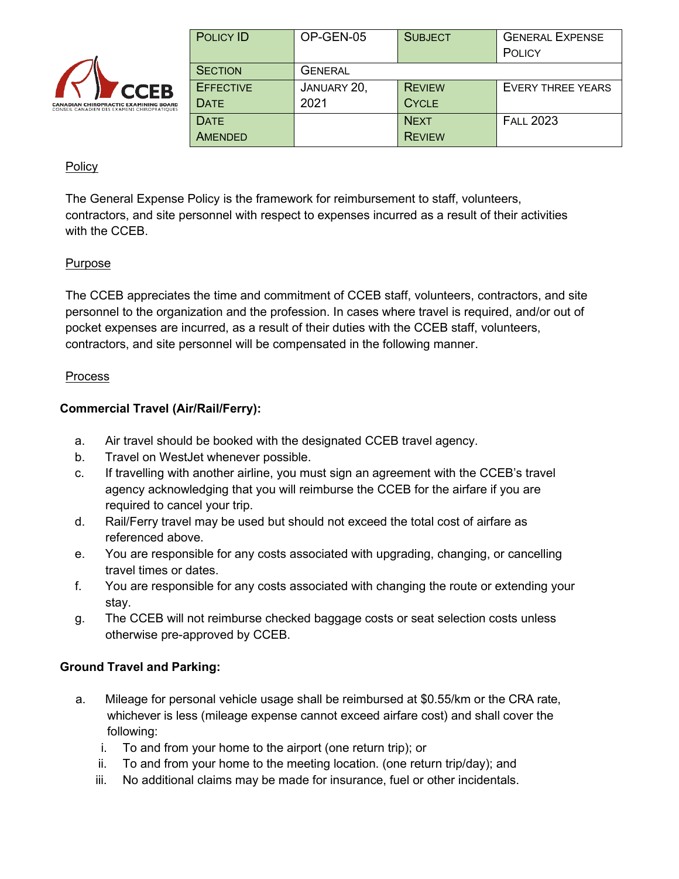| Policy ID | OP-GEN-05 | Subject | General Expense Policy |
|---|---|---|---|
| Section | General | | |
| Effective Date | January 20, 2021 | Review Cycle | Every three years |
| Date Amended | | Next Review | Fall 2023 |

## Policy

The General Expense Policy is the framework for reimbursement to staff, volunteers, contractors, and site personnel with respect to expenses incurred as a result of their activities with the CCEB.

## Purpose

The CCEB appreciates the time and commitment of CCEB staff, volunteers, contractors, and site personnel to the organization and the profession. In cases where travel is required, and/or out of pocket expenses are incurred, as a result of their duties with the CCEB staff, volunteers, contractors, and site personnel will be compensated in the following manner.

## Process

**Commercial Travel (Air/Rail/Ferry):**

a. Air travel should be booked with the designated CCEB travel agency.
b. Travel on WestJet whenever possible.
c. If travelling with another airline, you must sign an agreement with the CCEB's travel agency acknowledging that you will reimburse the CCEB for the airfare if you are required to cancel your trip.
d. Rail/Ferry travel may be used but should not exceed the total cost of airfare as referenced above.
e. You are responsible for any costs associated with upgrading, changing, or cancelling travel times or dates.
f. You are responsible for any costs associated with changing the route or extending your stay.
g. The CCEB will not reimburse checked baggage costs or seat selection costs unless otherwise pre-approved by CCEB.

**Ground Travel and Parking:**

a. Mileage for personal vehicle usage shall be reimbursed at $0.55/km or the CRA rate, whichever is less (mileage expense cannot exceed airfare cost) and shall cover the following:
   i. To and from your home to the airport (one return trip); or
   ii. To and from your home to the meeting location. (one return trip/day); and
   iii. No additional claims may be made for insurance, fuel or other incidentals.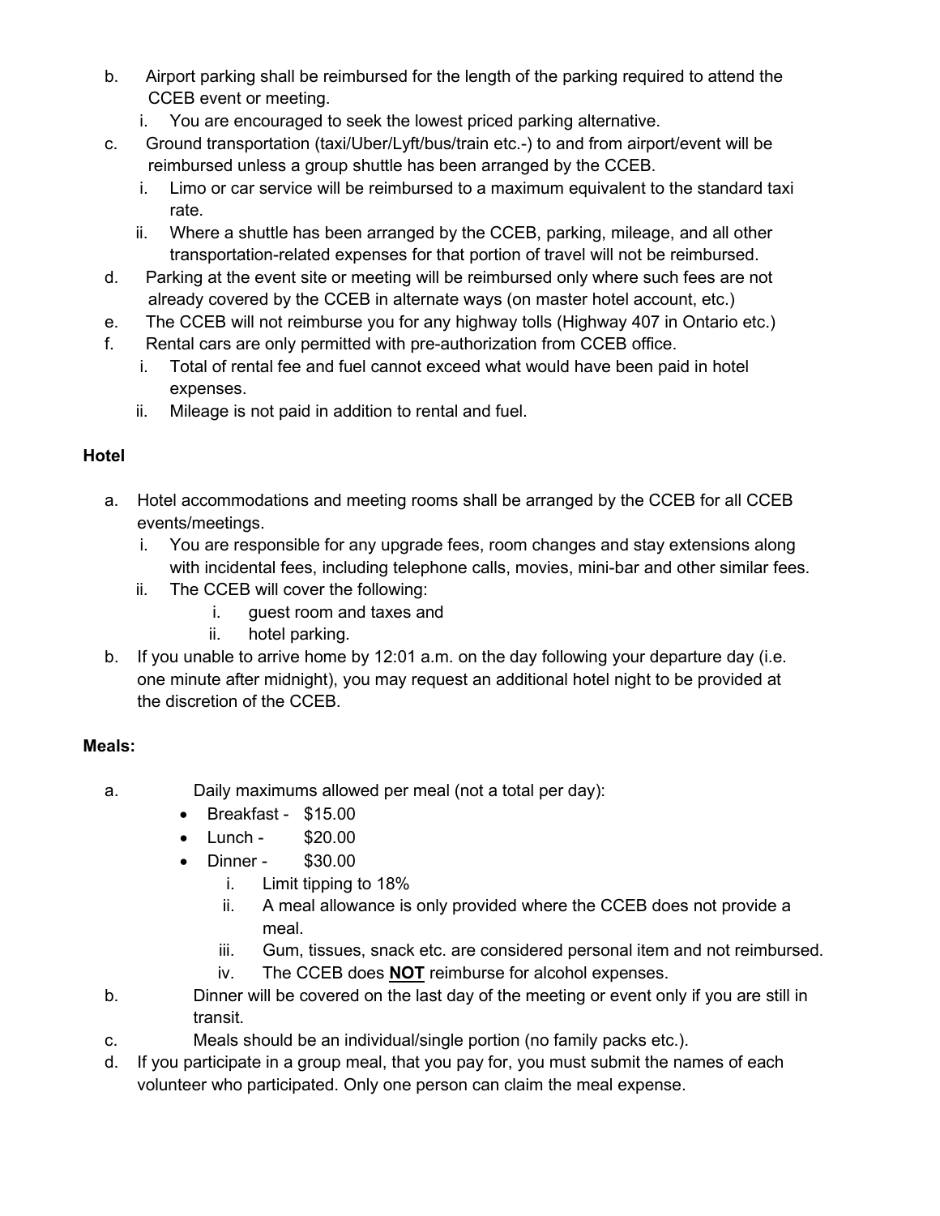b. Airport parking shall be reimbursed for the length of the parking required to attend the CCEB event or meeting.
   i. You are encouraged to seek the lowest priced parking alternative.

c. Ground transportation (taxi/Uber/Lyft/bus/train etc.-) to and from airport/event will be reimbursed unless a group shuttle has been arranged by the CCEB.
   i. Limo or car service will be reimbursed to a maximum equivalent to the standard taxi rate.
   ii. Where a shuttle has been arranged by the CCEB, parking, mileage, and all other transportation-related expenses for that portion of travel will not be reimbursed.

d. Parking at the event site or meeting will be reimbursed only where such fees are not already covered by the CCEB in alternate ways (on master hotel account, etc.)

e. The CCEB will not reimburse you for any highway tolls (Highway 407 in Ontario etc.)

f. Rental cars are only permitted with pre-authorization from CCEB office.
   i. Total of rental fee and fuel cannot exceed what would have been paid in hotel expenses.
   ii. Mileage is not paid in addition to rental and fuel.

**Hotel**

a. Hotel accommodations and meeting rooms shall be arranged by the CCEB for all CCEB events/meetings.
   i. You are responsible for any upgrade fees, room changes and stay extensions along with incidental fees, including telephone calls, movies, mini-bar and other similar fees.
   ii. The CCEB will cover the following:
      i. guest room and taxes and
      ii. hotel parking.

b. If you unable to arrive home by 12:01 a.m. on the day following your departure day (i.e. one minute after midnight), you may request an additional hotel night to be provided at the discretion of the CCEB.

**Meals:**

a. Daily maximums allowed per meal (not a total per day):
   - Breakfast - $15.00
   - Lunch - $20.00
   - Dinner - $30.00
      i. Limit tipping to 18%
      ii. A meal allowance is only provided where the CCEB does not provide a meal.
      iii. Gum, tissues, snack etc. are considered personal item and not reimbursed.
      iv. The CCEB does **NOT** reimburse for alcohol expenses.

b. Dinner will be covered on the last day of the meeting or event only if you are still in transit.

c. Meals should be an individual/single portion (no family packs etc.).

d. If you participate in a group meal, that you pay for, you must submit the names of each volunteer who participated. Only one person can claim the meal expense.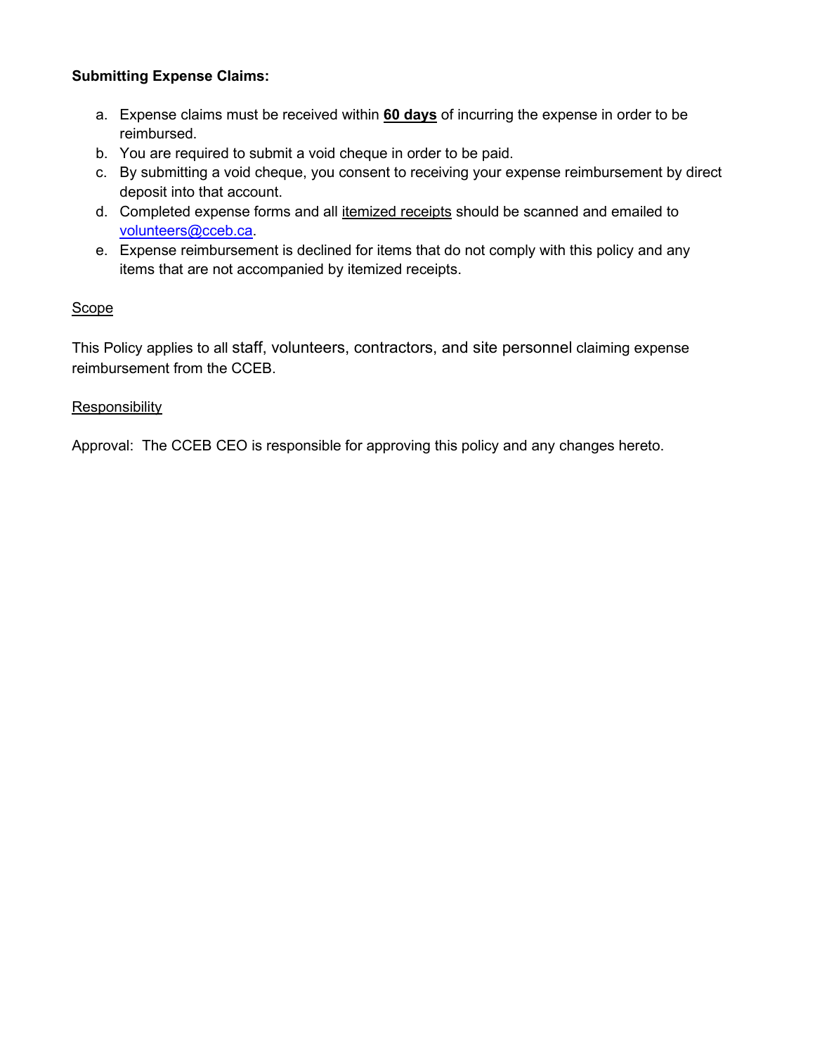**Submitting Expense Claims:**

a. Expense claims must be received within **60 days** of incurring the expense in order to be reimbursed.
b. You are required to submit a void cheque in order to be paid.
c. By submitting a void cheque, you consent to receiving your expense reimbursement by direct deposit into that account.
d. Completed expense forms and all itemized receipts should be scanned and emailed to volunteers@cceb.ca.
e. Expense reimbursement is declined for items that do not comply with this policy and any items that are not accompanied by itemized receipts.

Scope

This Policy applies to all staff, volunteers, contractors, and site personnel claiming expense reimbursement from the CCEB.

Responsibility

Approval: The CCEB CEO is responsible for approving this policy and any changes hereto.